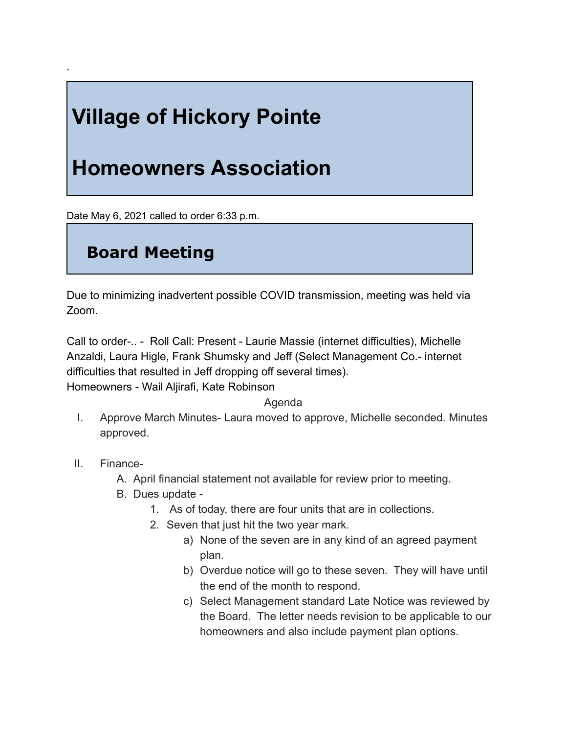`

# Village of Hickory Pointe

# Homeowners Association

Date May 6, 2021 called to order 6:33 p.m.

## Board Meeting

Due to minimizing inadvertent possible COVID transmission, meeting was held via Zoom.

Call to order-.. - Roll Call: Present - Laurie Massie (internet difficulties), Michelle Anzaldi, Laura Higle, Frank Shumsky and Jeff (Select Management Co.- internet difficulties that resulted in Jeff dropping off several times).
Homeowners - Wail Aljirafi, Kate Robinson

Agenda

I. Approve March Minutes- Laura moved to approve, Michelle seconded. Minutes approved.

II. Finance-
   A. April financial statement not available for review prior to meeting.
   B. Dues update -
      1. As of today, there are four units that are in collections.
      2. Seven that just hit the two year mark.
         a) None of the seven are in any kind of an agreed payment plan.
         b) Overdue notice will go to these seven. They will have until the end of the month to respond.
         c) Select Management standard Late Notice was reviewed by the Board. The letter needs revision to be applicable to our homeowners and also include payment plan options.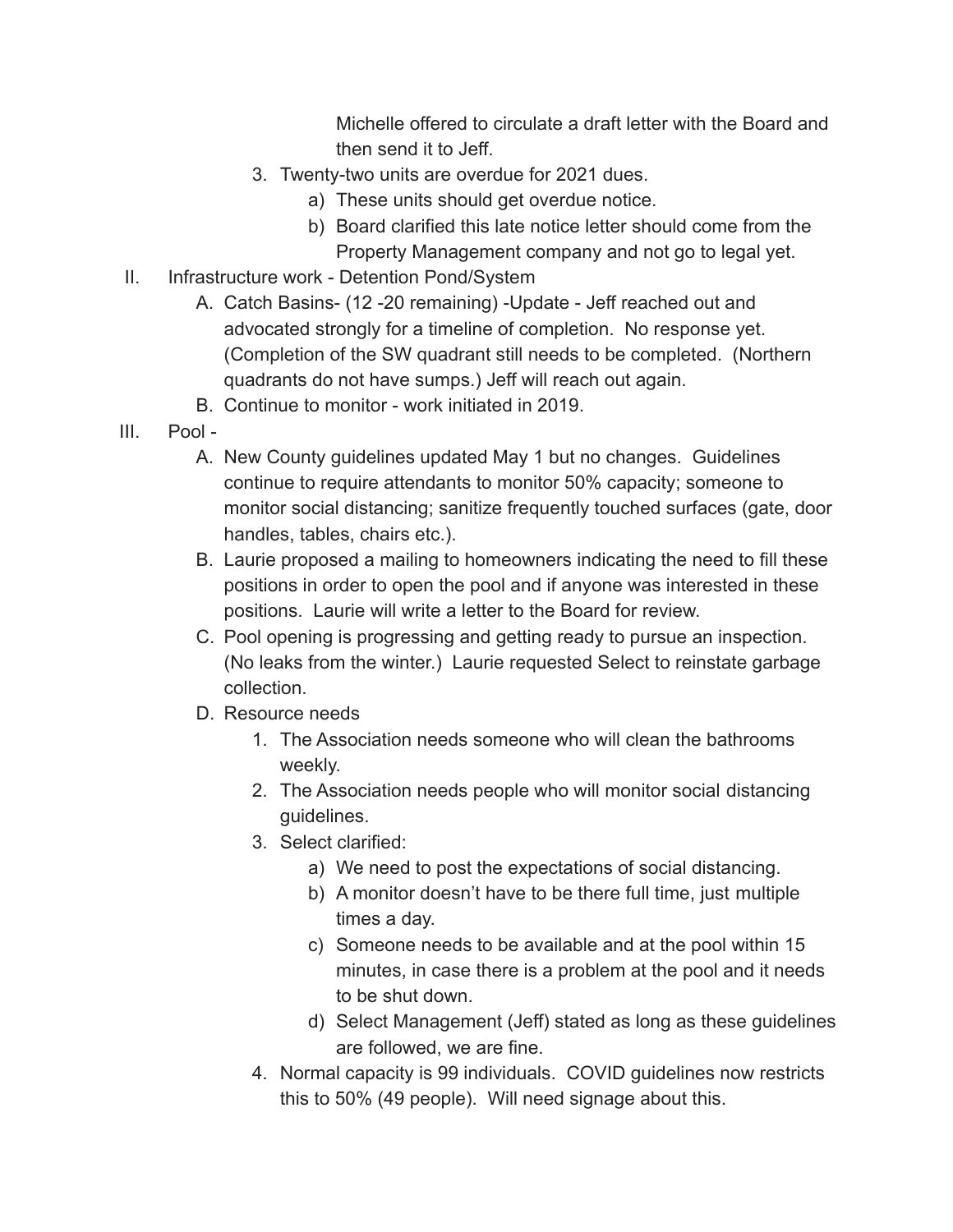Michelle offered to circulate a draft letter with the Board and then send it to Jeff.

3. Twenty-two units are overdue for 2021 dues.
    a) These units should get overdue notice.
    b) Board clarified this late notice letter should come from the Property Management company and not go to legal yet.

II. Infrastructure work - Detention Pond/System
    A. Catch Basins- (12 -20 remaining) -Update - Jeff reached out and advocated strongly for a timeline of completion. No response yet. (Completion of the SW quadrant still needs to be completed. (Northern quadrants do not have sumps.) Jeff will reach out again.
    B. Continue to monitor - work initiated in 2019.

III. Pool -
    A. New County guidelines updated May 1 but no changes. Guidelines continue to require attendants to monitor 50% capacity; someone to monitor social distancing; sanitize frequently touched surfaces (gate, door handles, tables, chairs etc.).
    B. Laurie proposed a mailing to homeowners indicating the need to fill these positions in order to open the pool and if anyone was interested in these positions. Laurie will write a letter to the Board for review.
    C. Pool opening is progressing and getting ready to pursue an inspection. (No leaks from the winter.) Laurie requested Select to reinstate garbage collection.
    D. Resource needs
        1. The Association needs someone who will clean the bathrooms weekly.
        2. The Association needs people who will monitor social distancing guidelines.
        3. Select clarified:
            a) We need to post the expectations of social distancing.
            b) A monitor doesn't have to be there full time, just multiple times a day.
            c) Someone needs to be available and at the pool within 15 minutes, in case there is a problem at the pool and it needs to be shut down.
            d) Select Management (Jeff) stated as long as these guidelines are followed, we are fine.
        4. Normal capacity is 99 individuals. COVID guidelines now restricts this to 50% (49 people). Will need signage about this.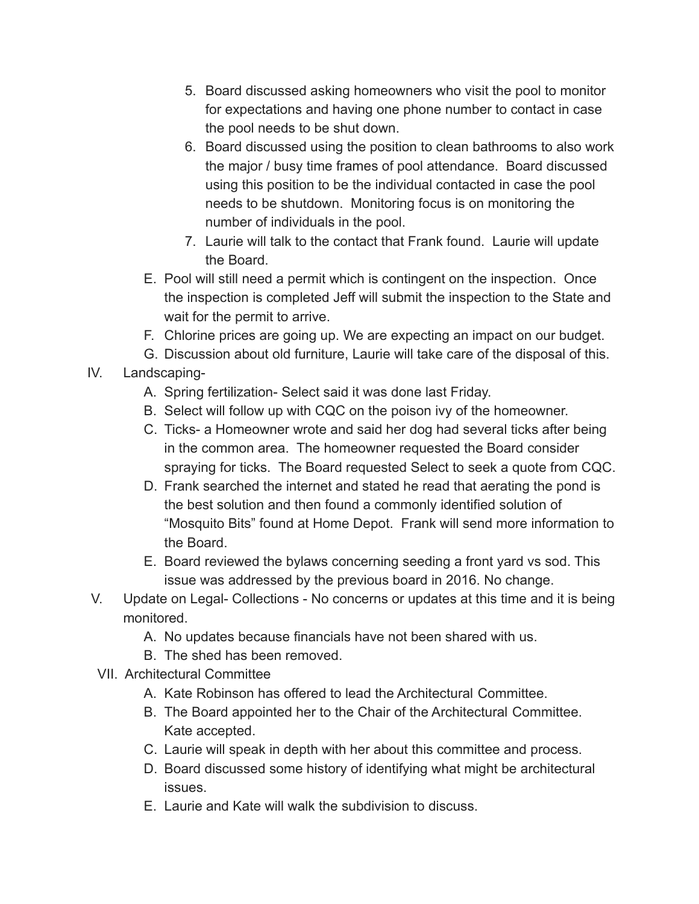5. Board discussed asking homeowners who visit the pool to monitor for expectations and having one phone number to contact in case the pool needs to be shut down.
6. Board discussed using the position to clean bathrooms to also work the major / busy time frames of pool attendance. Board discussed using this position to be the individual contacted in case the pool needs to be shutdown. Monitoring focus is on monitoring the number of individuals in the pool.
7. Laurie will talk to the contact that Frank found. Laurie will update the Board.

E. Pool will still need a permit which is contingent on the inspection. Once the inspection is completed Jeff will submit the inspection to the State and wait for the permit to arrive.

F. Chlorine prices are going up. We are expecting an impact on our budget.

G. Discussion about old furniture, Laurie will take care of the disposal of this.

IV. Landscaping-

A. Spring fertilization- Select said it was done last Friday.

B. Select will follow up with CQC on the poison ivy of the homeowner.

C. Ticks- a Homeowner wrote and said her dog had several ticks after being in the common area. The homeowner requested the Board consider spraying for ticks. The Board requested Select to seek a quote from CQC.

D. Frank searched the internet and stated he read that aerating the pond is the best solution and then found a commonly identified solution of "Mosquito Bits" found at Home Depot. Frank will send more information to the Board.

E. Board reviewed the bylaws concerning seeding a front yard vs sod. This issue was addressed by the previous board in 2016. No change.

V. Update on Legal- Collections - No concerns or updates at this time and it is being monitored.

A. No updates because financials have not been shared with us.

B. The shed has been removed.

VII. Architectural Committee

A. Kate Robinson has offered to lead the Architectural Committee.

B. The Board appointed her to the Chair of the Architectural Committee. Kate accepted.

C. Laurie will speak in depth with her about this committee and process.

D. Board discussed some history of identifying what might be architectural issues.

E. Laurie and Kate will walk the subdivision to discuss.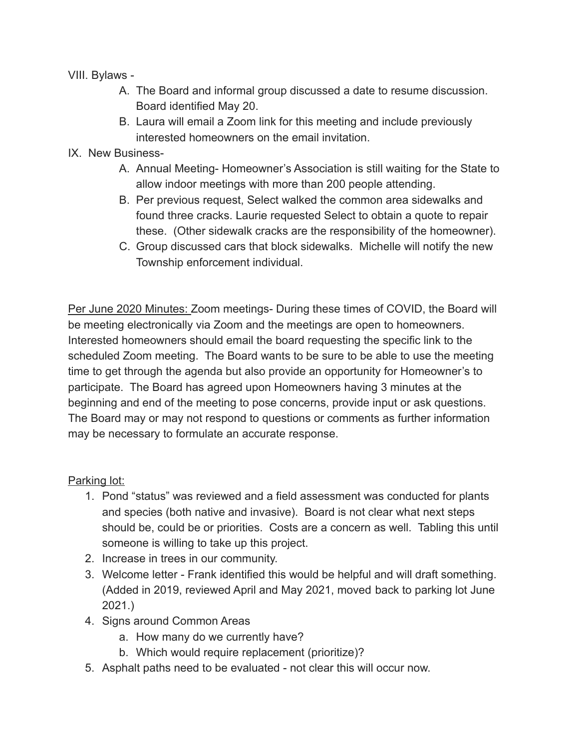VIII. Bylaws -

A. The Board and informal group discussed a date to resume discussion. Board identified May 20.
B. Laura will email a Zoom link for this meeting and include previously interested homeowners on the email invitation.

IX. New Business-

A. Annual Meeting- Homeowner's Association is still waiting for the State to allow indoor meetings with more than 200 people attending.
B. Per previous request, Select walked the common area sidewalks and found three cracks. Laurie requested Select to obtain a quote to repair these. (Other sidewalk cracks are the responsibility of the homeowner).
C. Group discussed cars that block sidewalks. Michelle will notify the new Township enforcement individual.

<u>Per June 2020 Minutes:</u> Zoom meetings- During these times of COVID, the Board will be meeting electronically via Zoom and the meetings are open to homeowners. Interested homeowners should email the board requesting the specific link to the scheduled Zoom meeting. The Board wants to be sure to be able to use the meeting time to get through the agenda but also provide an opportunity for Homeowner's to participate. The Board has agreed upon Homeowners having 3 minutes at the beginning and end of the meeting to pose concerns, provide input or ask questions. The Board may or may not respond to questions or comments as further information may be necessary to formulate an accurate response.

<u>Parking lot:</u>

1. Pond "status" was reviewed and a field assessment was conducted for plants and species (both native and invasive). Board is not clear what next steps should be, could be or priorities. Costs are a concern as well. Tabling this until someone is willing to take up this project.
2. Increase in trees in our community.
3. Welcome letter - Frank identified this would be helpful and will draft something. (Added in 2019, reviewed April and May 2021, moved back to parking lot June 2021.)
4. Signs around Common Areas
   a. How many do we currently have?
   b. Which would require replacement (prioritize)?
5. Asphalt paths need to be evaluated - not clear this will occur now.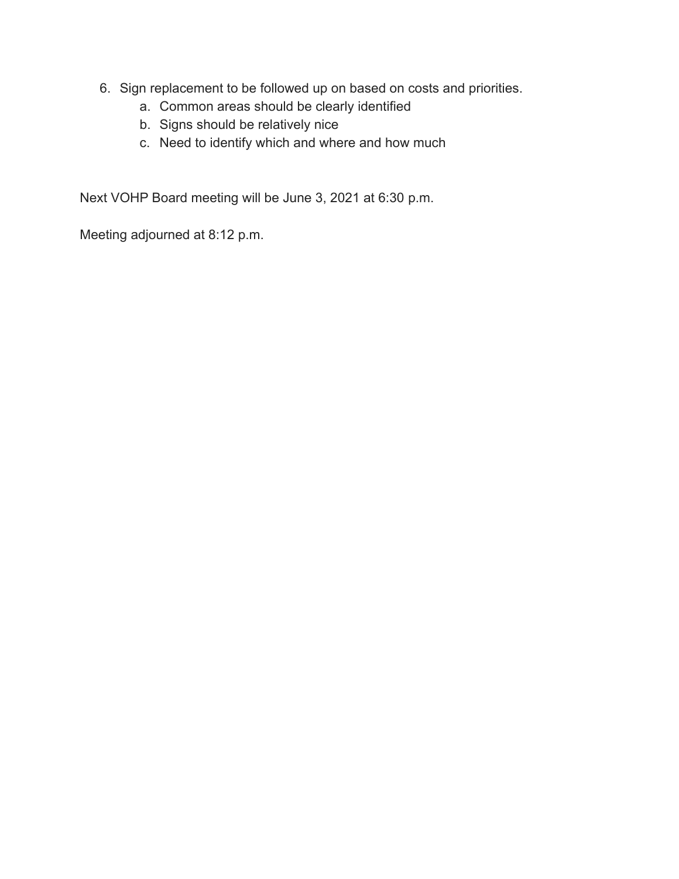6. Sign replacement to be followed up on based on costs and priorities.
    a. Common areas should be clearly identified
    b. Signs should be relatively nice
    c. Need to identify which and where and how much

Next VOHP Board meeting will be June 3, 2021 at 6:30 p.m.

Meeting adjourned at 8:12 p.m.